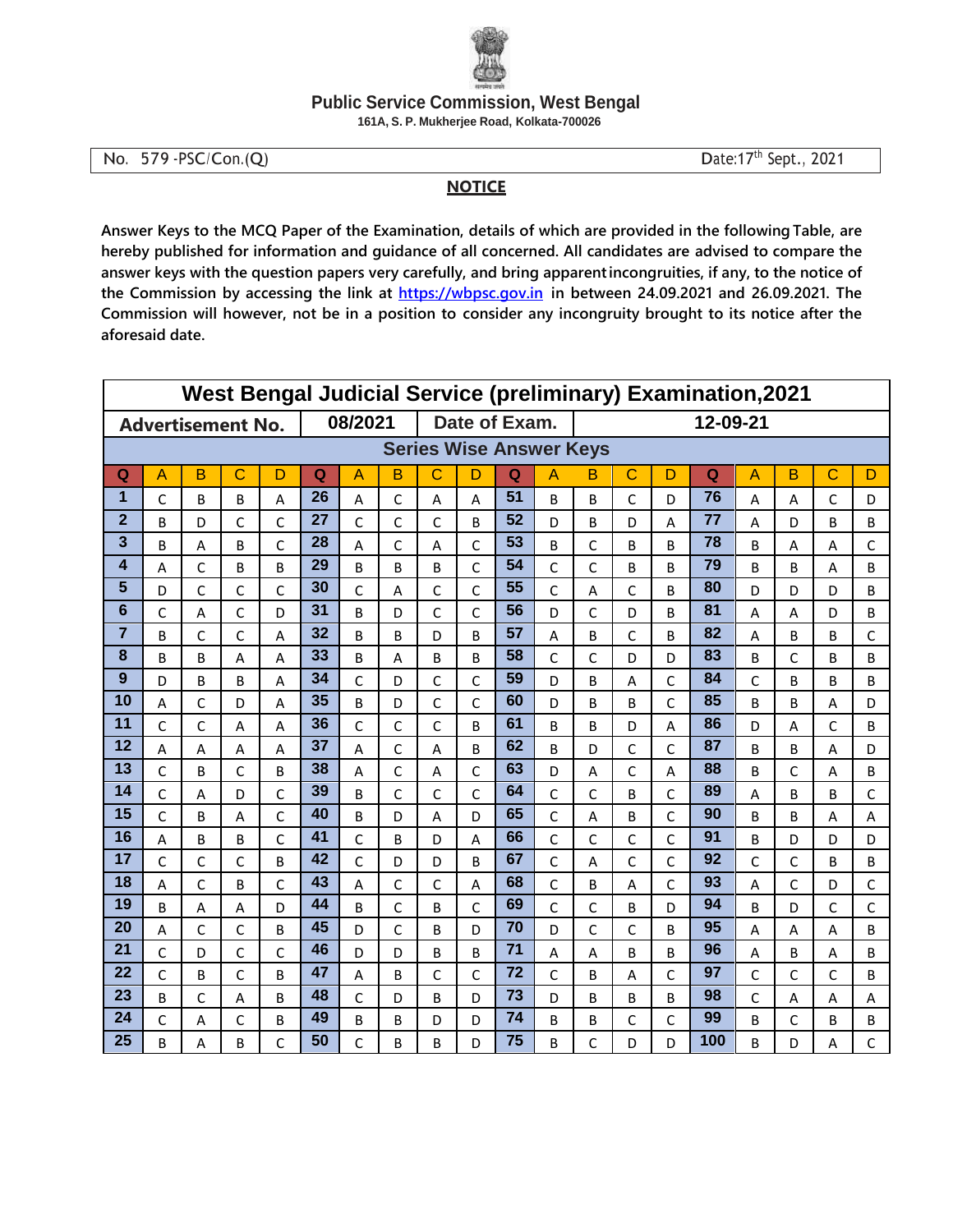**Public Service Commission, West Bengal**

**161A, S. P. Mukherjee Road, Kolkata-700026**

No. 579 -PSC/Con.(Q) Date:17th Sept., 2021

## NOTICE

**Answer Keys to the MCQ Paper of the Examination, details of which are provided in the following Table, are hereby published for information and guidance of all concerned. All candidates are advised to compare the answer keys with the question papers very carefully, and bring apparent incongruities, if any, to the notice of the Commission by accessing the link at https://wbpsc.gov.in in between 24.09.2021 and 26.09.2021. The Commission will however, not be in a position to consider any incongruity brought to its notice after the aforesaid date.**

**West Bengal Judicial Service (preliminary) Examination,2021**

**Advertisement No.** 08/2021 **Date of Exam.** 12-09-21

**Series Wise Answer Keys**

| Q | A | B | C | D | Q | A | B | C | D | Q | A | B | C | D | Q | A | B | C | D |
|---|---|---|---|---|---|---|---|---|---|---|---|---|---|---|---|---|---|---|---|
| 1 | C | B | B | A | 26 | A | C | A | A | 51 | B | B | C | D | 76 | A | A | C | D |
| 2 | B | D | C | C | 27 | C | C | C | B | 52 | D | B | D | A | 77 | A | D | B | B |
| 3 | B | A | B | C | 28 | A | C | A | C | 53 | B | C | B | B | 78 | B | A | A | C |
| 4 | A | C | B | B | 29 | B | B | B | C | 54 | C | C | B | B | 79 | B | B | A | B |
| 5 | D | C | C | C | 30 | C | A | C | C | 55 | C | A | C | B | 80 | D | D | D | B |
| 6 | C | A | C | D | 31 | B | D | C | C | 56 | D | C | D | B | 81 | A | A | D | B |
| 7 | B | C | C | A | 32 | B | B | D | B | 57 | A | B | C | B | 82 | A | B | B | C |
| 8 | B | B | A | A | 33 | B | A | B | B | 58 | C | C | D | D | 83 | B | C | B | B |
| 9 | D | B | B | A | 34 | C | D | C | C | 59 | D | B | A | C | 84 | C | B | B | B |
| 10 | A | C | D | A | 35 | B | D | C | C | 60 | D | B | B | C | 85 | B | B | A | D |
| 11 | C | C | A | A | 36 | C | C | C | B | 61 | B | B | D | A | 86 | D | A | C | B |
| 12 | A | A | A | A | 37 | A | C | A | B | 62 | B | D | C | C | 87 | B | B | A | D |
| 13 | C | B | C | B | 38 | A | C | A | C | 63 | D | A | C | A | 88 | B | C | A | B |
| 14 | C | A | D | C | 39 | B | C | C | C | 64 | C | C | B | C | 89 | A | B | B | C |
| 15 | C | B | A | C | 40 | B | D | A | D | 65 | C | A | B | C | 90 | B | B | A | A |
| 16 | A | B | B | C | 41 | C | B | D | A | 66 | C | C | C | C | 91 | B | D | D | D |
| 17 | C | C | C | B | 42 | C | D | D | B | 67 | C | A | C | C | 92 | C | C | B | B |
| 18 | A | C | B | C | 43 | A | C | C | A | 68 | C | B | A | C | 93 | A | C | D | C |
| 19 | B | A | A | D | 44 | B | C | B | C | 69 | C | C | B | D | 94 | B | D | C | C |
| 20 | A | C | C | B | 45 | D | C | B | D | 70 | D | C | C | B | 95 | A | A | A | B |
| 21 | C | D | C | C | 46 | D | D | B | B | 71 | A | A | B | B | 96 | A | B | A | B |
| 22 | C | B | C | B | 47 | A | B | C | C | 72 | C | B | A | C | 97 | C | C | C | B |
| 23 | B | C | A | B | 48 | C | D | B | D | 73 | D | B | B | B | 98 | C | A | A | A |
| 24 | C | A | C | B | 49 | B | B | D | D | 74 | B | B | C | C | 99 | B | C | B | B |
| 25 | B | A | B | C | 50 | C | B | B | D | 75 | B | C | D | D | 100 | B | D | A | C |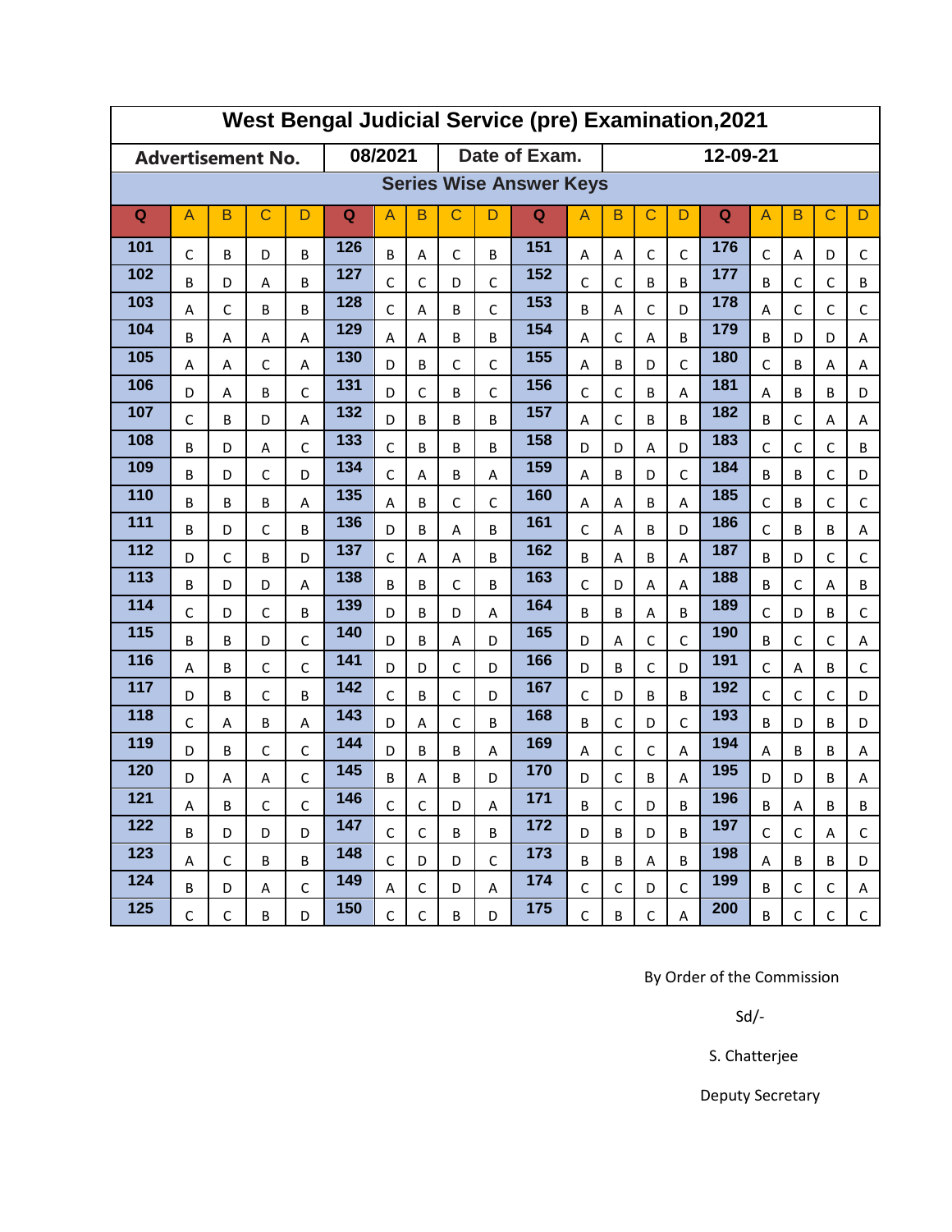# West Bengal Judicial Service (pre) Examination,2021

| Advertisement No. | 08/2021 | Date of Exam. | 12-09-21 |
|---|---|---|---|

## Series Wise Answer Keys

| Q | A | B | C | D | Q | A | B | C | D | Q | A | B | C | D | Q | A | B | C | D |
|---|---|---|---|---|---|---|---|---|---|---|---|---|---|---|---|---|---|---|---|
| 101 | C | B | D | B | 126 | B | A | C | B | 151 | A | A | C | C | 176 | C | A | D | C |
| 102 | B | D | A | B | 127 | C | C | D | C | 152 | C | C | B | B | 177 | B | C | C | B |
| 103 | A | C | B | B | 128 | C | A | B | C | 153 | B | A | C | D | 178 | A | C | C | C |
| 104 | B | A | A | A | 129 | A | A | B | B | 154 | A | C | A | B | 179 | B | D | D | A |
| 105 | A | A | C | A | 130 | D | B | C | C | 155 | A | B | D | C | 180 | C | B | A | A |
| 106 | D | A | B | C | 131 | D | C | B | C | 156 | C | C | B | A | 181 | A | B | B | D |
| 107 | C | B | D | A | 132 | D | B | B | B | 157 | A | C | B | B | 182 | B | C | A | A |
| 108 | B | D | A | C | 133 | C | B | B | B | 158 | D | D | A | D | 183 | C | C | C | B |
| 109 | B | D | C | D | 134 | C | A | B | A | 159 | A | B | D | C | 184 | B | B | C | D |
| 110 | B | B | B | A | 135 | A | B | C | C | 160 | A | A | B | A | 185 | C | B | C | C |
| 111 | B | D | C | B | 136 | D | B | A | B | 161 | C | A | B | D | 186 | C | B | B | A |
| 112 | D | C | B | D | 137 | C | A | A | B | 162 | B | A | B | A | 187 | B | D | C | C |
| 113 | B | D | D | A | 138 | B | B | C | B | 163 | C | D | A | A | 188 | B | C | A | B |
| 114 | C | D | C | B | 139 | D | B | D | A | 164 | B | B | A | B | 189 | C | D | B | C |
| 115 | B | B | D | C | 140 | D | B | A | D | 165 | D | A | C | C | 190 | B | C | C | A |
| 116 | A | B | C | C | 141 | D | D | C | D | 166 | D | B | C | D | 191 | C | A | B | C |
| 117 | D | B | C | B | 142 | C | B | C | D | 167 | C | D | B | B | 192 | C | C | C | D |
| 118 | C | A | B | A | 143 | D | A | C | B | 168 | B | C | D | C | 193 | B | D | B | D |
| 119 | D | B | C | C | 144 | D | B | B | A | 169 | A | C | C | A | 194 | A | B | B | A |
| 120 | D | A | A | C | 145 | B | A | B | D | 170 | D | C | B | A | 195 | D | D | B | A |
| 121 | A | B | C | C | 146 | C | C | D | A | 171 | B | C | D | B | 196 | B | A | B | B |
| 122 | B | D | D | D | 147 | C | C | B | B | 172 | D | B | D | B | 197 | C | C | A | C |
| 123 | A | C | B | B | 148 | C | D | D | C | 173 | B | B | A | B | 198 | A | B | B | D |
| 124 | B | D | A | C | 149 | A | C | D | A | 174 | C | C | D | C | 199 | B | C | C | A |
| 125 | C | C | B | D | 150 | C | C | B | D | 175 | C | B | C | A | 200 | B | C | C | C |

By Order of the Commission

Sd/-

S. Chatterjee

Deputy Secretary